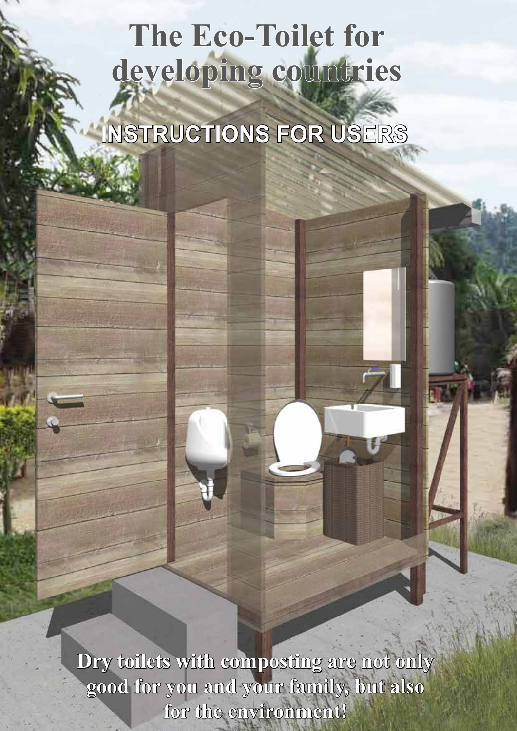# The Eco-Toilet for developing countries

## INSTRUCTIONS FOR USERS

**Dry toilets with composting are not only good for you and your family, but also for the environment!**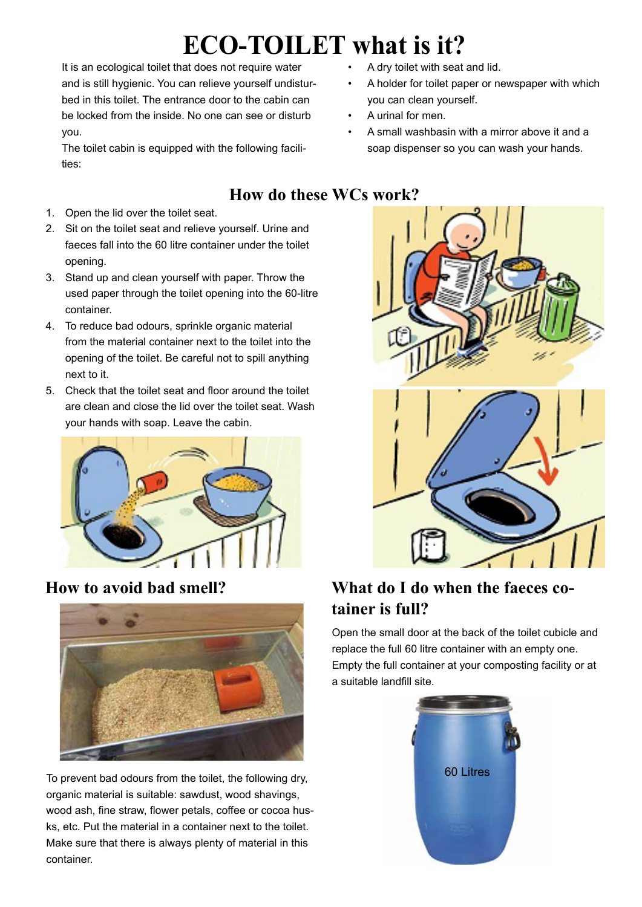# ECO-TOILET what is it?

It is an ecological toilet that does not require water and is still hygienic. You can relieve yourself undisturbed in this toilet. The entrance door to the cabin can be locked from the inside. No one can see or disturb you.

The toilet cabin is equipped with the following facilities:

- A dry toilet with seat and lid.
- A holder for toilet paper or newspaper with which you can clean yourself.
- A urinal for men.
- A small washbasin with a mirror above it and a soap dispenser so you can wash your hands.

## How do these WCs work?

1. Open the lid over the toilet seat.
2. Sit on the toilet seat and relieve yourself. Urine and faeces fall into the 60 litre container under the toilet opening.
3. Stand up and clean yourself with paper. Throw the used paper through the toilet opening into the 60-litre container.
4. To reduce bad odours, sprinkle organic material from the material container next to the toilet into the opening of the toilet. Be careful not to spill anything next to it.
5. Check that the toilet seat and floor around the toilet are clean and close the lid over the toilet seat. Wash your hands with soap. Leave the cabin.

## How to avoid bad smell?

To prevent bad odours from the toilet, the following dry, organic material is suitable: sawdust, wood shavings, wood ash, fine straw, flower petals, coffee or cocoa husks, etc. Put the material in a container next to the toilet. Make sure that there is always plenty of material in this container.

## What do I do when the faeces container is full?

Open the small door at the back of the toilet cubicle and replace the full 60 litre container with an empty one. Empty the full container at your composting facility or at a suitable landfill site.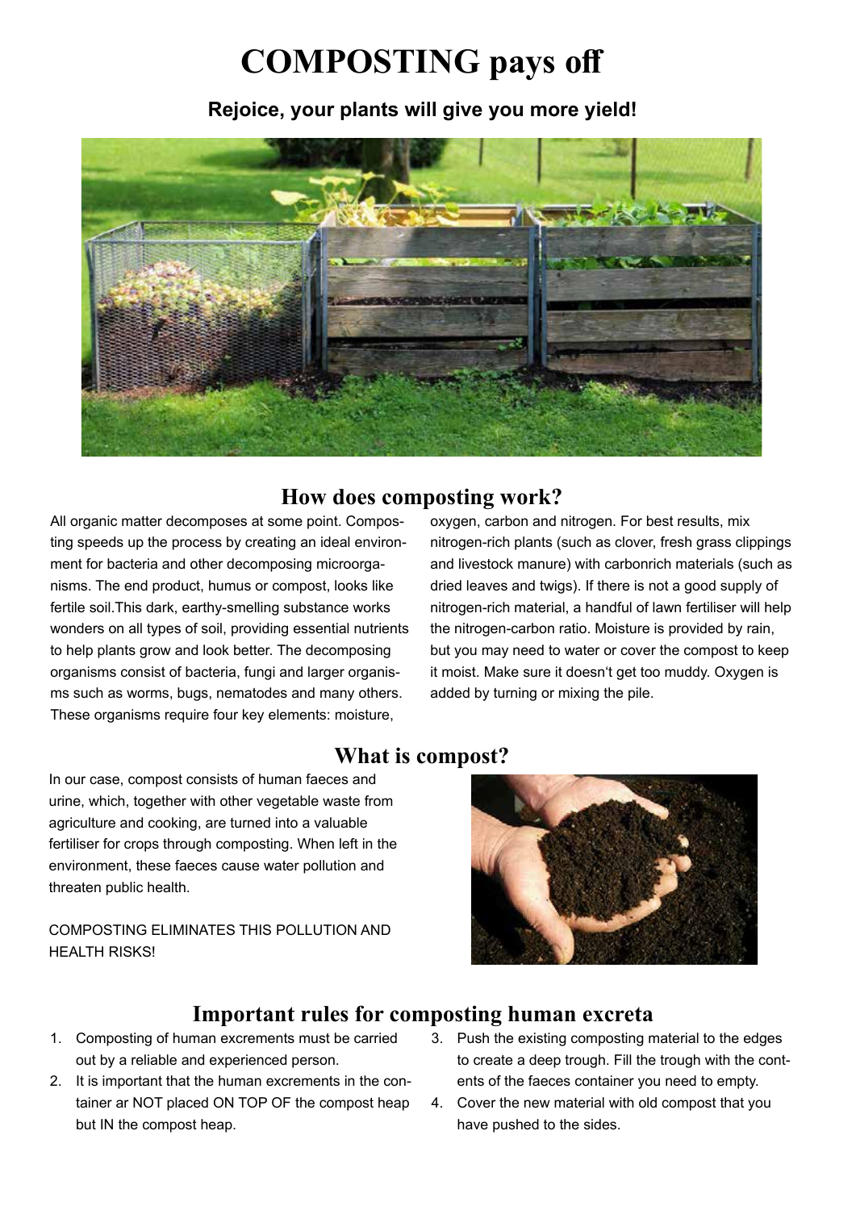# COMPOSTING pays off

**Rejoice, your plants will give you more yield!**

## How does composting work?

All organic matter decomposes at some point. Composting speeds up the process by creating an ideal environment for bacteria and other decomposing microorganisms. The end product, humus or compost, looks like fertile soil.This dark, earthy-smelling substance works wonders on all types of soil, providing essential nutrients to help plants grow and look better. The decomposing organisms consist of bacteria, fungi and larger organisms such as worms, bugs, nematodes and many others. These organisms require four key elements: moisture, oxygen, carbon and nitrogen. For best results, mix nitrogen-rich plants (such as clover, fresh grass clippings and livestock manure) with carbonrich materials (such as dried leaves and twigs). If there is not a good supply of nitrogen-rich material, a handful of lawn fertiliser will help the nitrogen-carbon ratio. Moisture is provided by rain, but you may need to water or cover the compost to keep it moist. Make sure it doesn‘t get too muddy. Oxygen is added by turning or mixing the pile.

## What is compost?

In our case, compost consists of human faeces and urine, which, together with other vegetable waste from agriculture and cooking, are turned into a valuable fertiliser for crops through composting. When left in the environment, these faeces cause water pollution and threaten public health.

COMPOSTING ELIMINATES THIS POLLUTION AND HEALTH RISKS!

## Important rules for composting human excreta

1. Composting of human excrements must be carried out by a reliable and experienced person.
2. It is important that the human excrements in the container ar NOT placed ON TOP OF the compost heap but IN the compost heap.
3. Push the existing composting material to the edges to create a deep trough. Fill the trough with the contents of the faeces container you need to empty.
4. Cover the new material with old compost that you have pushed to the sides.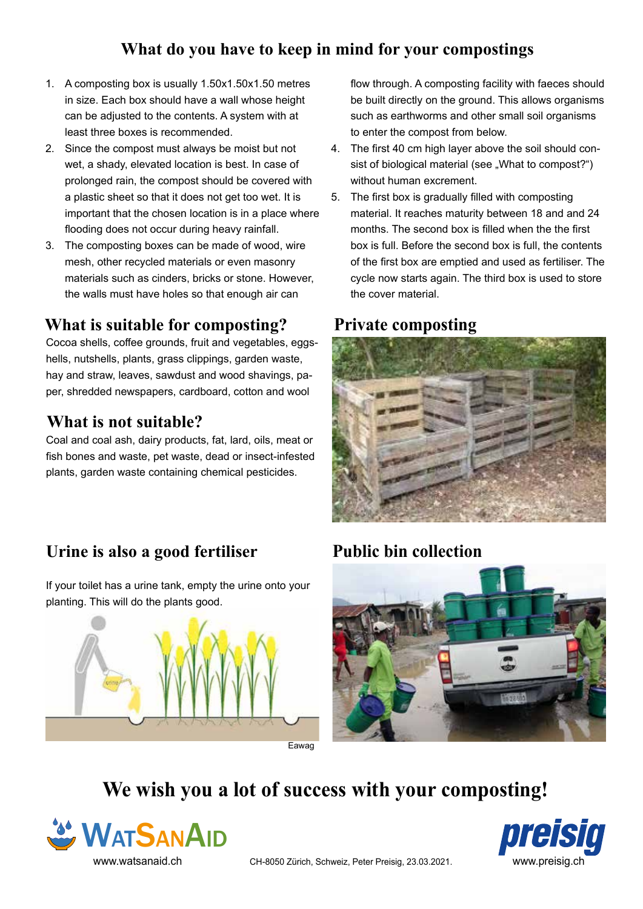# What do you have to keep in mind for your compostings

1. A composting box is usually 1.50x1.50x1.50 metres in size. Each box should have a wall whose height can be adjusted to the contents. A system with at least three boxes is recommended.
2. Since the compost must always be moist but not wet, a shady, elevated location is best. In case of prolonged rain, the compost should be covered with a plastic sheet so that it does not get too wet. It is important that the chosen location is in a place where flooding does not occur during heavy rainfall.
3. The composting boxes can be made of wood, wire mesh, other recycled materials or even masonry materials such as cinders, bricks or stone. However, the walls must have holes so that enough air can flow through. A composting facility with faeces should be built directly on the ground. This allows organisms such as earthworms and other small soil organisms to enter the compost from below.
4. The first 40 cm high layer above the soil should consist of biological material (see „What to compost?") without human excrement.
5. The first box is gradually filled with composting material. It reaches maturity between 18 and and 24 months. The second box is filled when the the first box is full. Before the second box is full, the contents of the first box are emptied and used as fertiliser. The cycle now starts again. The third box is used to store the cover material.

## What is suitable for composting?

Cocoa shells, coffee grounds, fruit and vegetables, eggshells, nutshells, plants, grass clippings, garden waste, hay and straw, leaves, sawdust and wood shavings, paper, shredded newspapers, cardboard, cotton and wool

## What is not suitable?

Coal and coal ash, dairy products, fat, lard, oils, meat or fish bones and waste, pet waste, dead or insect-infested plants, garden waste containing chemical pesticides.

## Private composting

## Urine is also a good fertiliser

If your toilet has a urine tank, empty the urine onto your planting. This will do the plants good.

Eawag

## Public bin collection

# We wish you a lot of success with your composting!

WatSanAid — www.watsanaid.ch

CH-8050 Zürich, Schweiz, Peter Preisig, 23.03.2021.

preisig — www.preisig.ch